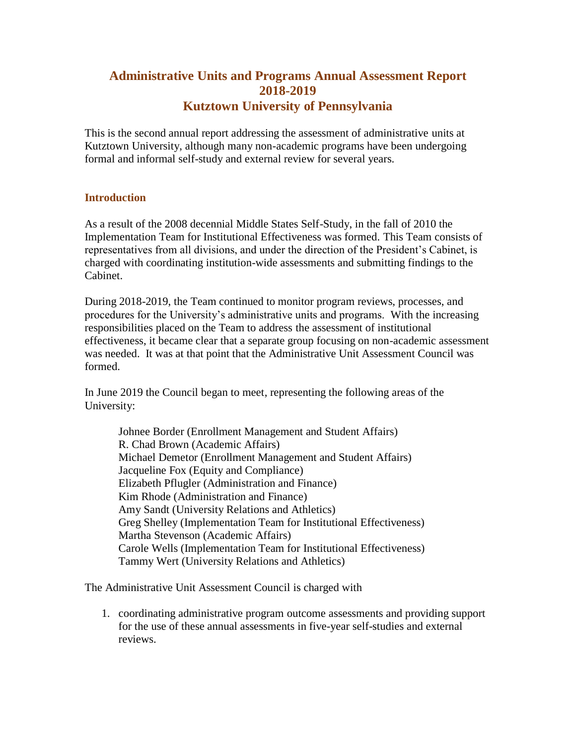# Administrative Units and Programs Annual Assessment Report 2018-2019 Kutztown University of Pennsylvania

This is the second annual report addressing the assessment of administrative units at Kutztown University, although many non-academic programs have been undergoing formal and informal self-study and external review for several years.

## Introduction

As a result of the 2008 decennial Middle States Self-Study, in the fall of 2010 the Implementation Team for Institutional Effectiveness was formed. This Team consists of representatives from all divisions, and under the direction of the President's Cabinet, is charged with coordinating institution-wide assessments and submitting findings to the Cabinet.

During 2018-2019, the Team continued to monitor program reviews, processes, and procedures for the University's administrative units and programs. With the increasing responsibilities placed on the Team to address the assessment of institutional effectiveness, it became clear that a separate group focusing on non-academic assessment was needed. It was at that point that the Administrative Unit Assessment Council was formed.

In June 2019 the Council began to meet, representing the following areas of the University:

Johnee Border (Enrollment Management and Student Affairs)
R. Chad Brown (Academic Affairs)
Michael Demetor (Enrollment Management and Student Affairs)
Jacqueline Fox (Equity and Compliance)
Elizabeth Pflugler (Administration and Finance)
Kim Rhode (Administration and Finance)
Amy Sandt (University Relations and Athletics)
Greg Shelley (Implementation Team for Institutional Effectiveness)
Martha Stevenson (Academic Affairs)
Carole Wells (Implementation Team for Institutional Effectiveness)
Tammy Wert (University Relations and Athletics)

The Administrative Unit Assessment Council is charged with

1. coordinating administrative program outcome assessments and providing support for the use of these annual assessments in five-year self-studies and external reviews.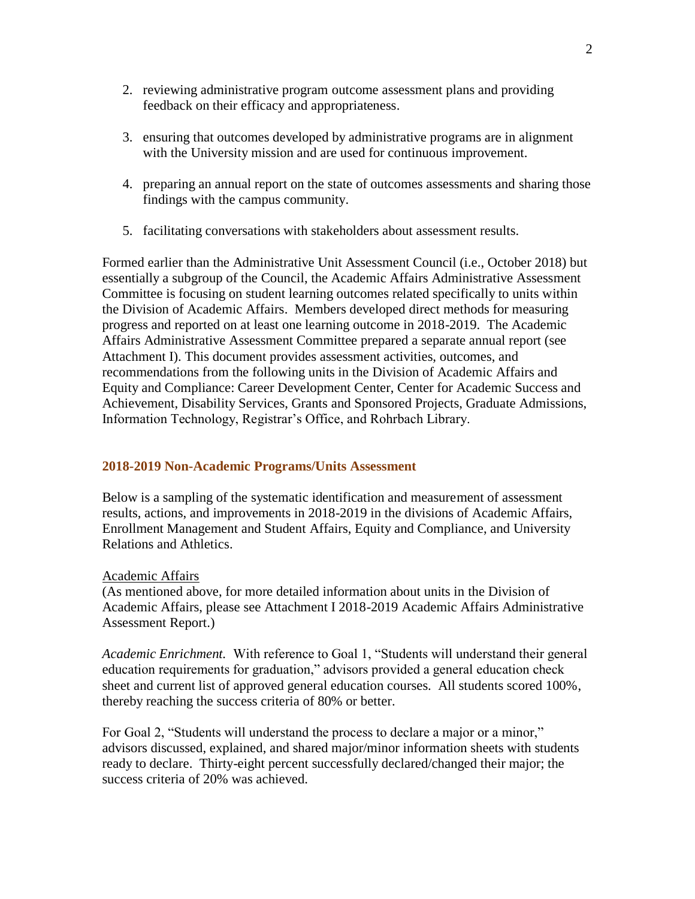2. reviewing administrative program outcome assessment plans and providing feedback on their efficacy and appropriateness.

3. ensuring that outcomes developed by administrative programs are in alignment with the University mission and are used for continuous improvement.

4. preparing an annual report on the state of outcomes assessments and sharing those findings with the campus community.

5. facilitating conversations with stakeholders about assessment results.

Formed earlier than the Administrative Unit Assessment Council (i.e., October 2018) but essentially a subgroup of the Council, the Academic Affairs Administrative Assessment Committee is focusing on student learning outcomes related specifically to units within the Division of Academic Affairs. Members developed direct methods for measuring progress and reported on at least one learning outcome in 2018-2019. The Academic Affairs Administrative Assessment Committee prepared a separate annual report (see Attachment I). This document provides assessment activities, outcomes, and recommendations from the following units in the Division of Academic Affairs and Equity and Compliance: Career Development Center, Center for Academic Success and Achievement, Disability Services, Grants and Sponsored Projects, Graduate Admissions, Information Technology, Registrar's Office, and Rohrbach Library.

## 2018-2019 Non-Academic Programs/Units Assessment

Below is a sampling of the systematic identification and measurement of assessment results, actions, and improvements in 2018-2019 in the divisions of Academic Affairs, Enrollment Management and Student Affairs, Equity and Compliance, and University Relations and Athletics.

### Academic Affairs

(As mentioned above, for more detailed information about units in the Division of Academic Affairs, please see Attachment I 2018-2019 Academic Affairs Administrative Assessment Report.)

*Academic Enrichment.* With reference to Goal 1, "Students will understand their general education requirements for graduation," advisors provided a general education check sheet and current list of approved general education courses. All students scored 100%, thereby reaching the success criteria of 80% or better.

For Goal 2, "Students will understand the process to declare a major or a minor," advisors discussed, explained, and shared major/minor information sheets with students ready to declare. Thirty-eight percent successfully declared/changed their major; the success criteria of 20% was achieved.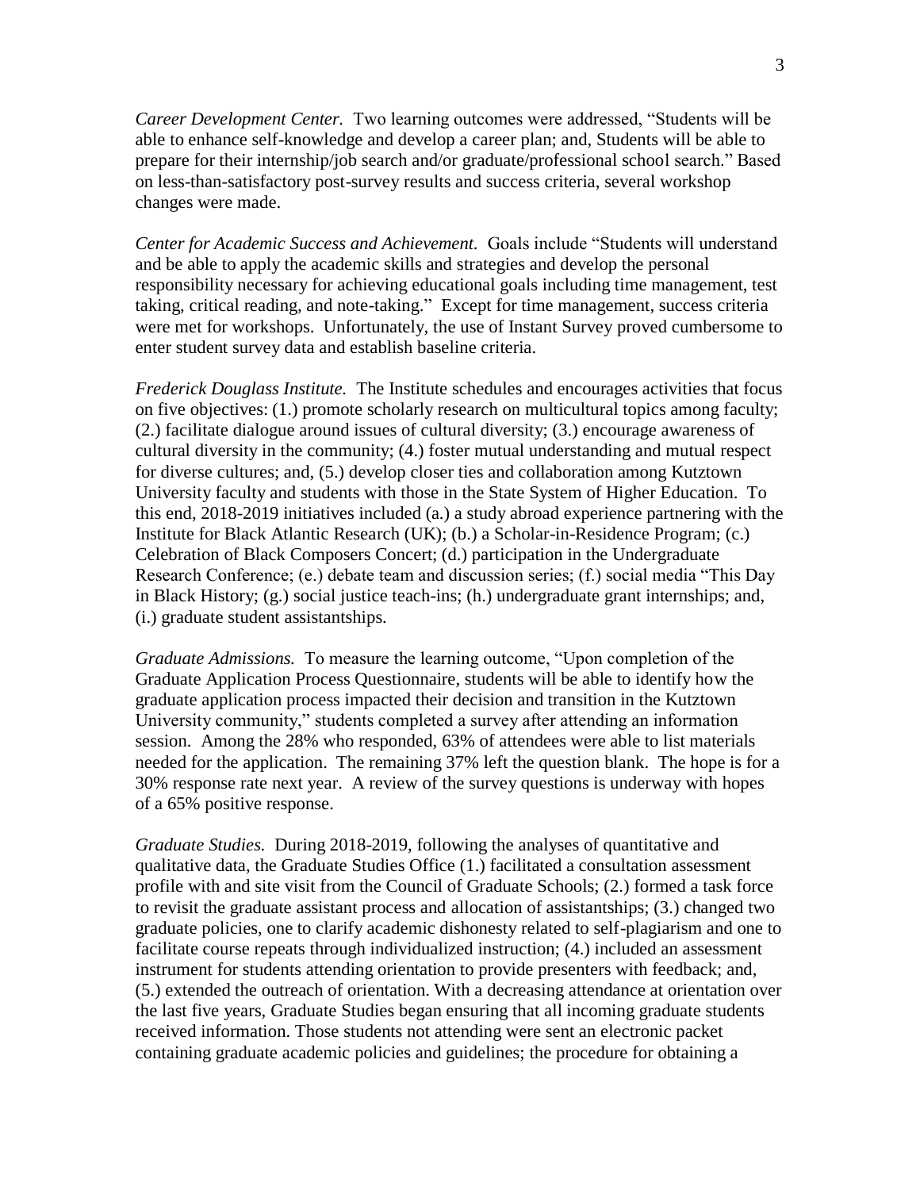*Career Development Center.* Two learning outcomes were addressed, "Students will be able to enhance self-knowledge and develop a career plan; and, Students will be able to prepare for their internship/job search and/or graduate/professional school search." Based on less-than-satisfactory post-survey results and success criteria, several workshop changes were made.

*Center for Academic Success and Achievement.* Goals include "Students will understand and be able to apply the academic skills and strategies and develop the personal responsibility necessary for achieving educational goals including time management, test taking, critical reading, and note-taking." Except for time management, success criteria were met for workshops. Unfortunately, the use of Instant Survey proved cumbersome to enter student survey data and establish baseline criteria.

*Frederick Douglass Institute.* The Institute schedules and encourages activities that focus on five objectives: (1.) promote scholarly research on multicultural topics among faculty; (2.) facilitate dialogue around issues of cultural diversity; (3.) encourage awareness of cultural diversity in the community; (4.) foster mutual understanding and mutual respect for diverse cultures; and, (5.) develop closer ties and collaboration among Kutztown University faculty and students with those in the State System of Higher Education. To this end, 2018-2019 initiatives included (a.) a study abroad experience partnering with the Institute for Black Atlantic Research (UK); (b.) a Scholar-in-Residence Program; (c.) Celebration of Black Composers Concert; (d.) participation in the Undergraduate Research Conference; (e.) debate team and discussion series; (f.) social media "This Day in Black History; (g.) social justice teach-ins; (h.) undergraduate grant internships; and, (i.) graduate student assistantships.

*Graduate Admissions.* To measure the learning outcome, "Upon completion of the Graduate Application Process Questionnaire, students will be able to identify how the graduate application process impacted their decision and transition in the Kutztown University community," students completed a survey after attending an information session. Among the 28% who responded, 63% of attendees were able to list materials needed for the application. The remaining 37% left the question blank. The hope is for a 30% response rate next year. A review of the survey questions is underway with hopes of a 65% positive response.

*Graduate Studies.* During 2018-2019, following the analyses of quantitative and qualitative data, the Graduate Studies Office (1.) facilitated a consultation assessment profile with and site visit from the Council of Graduate Schools; (2.) formed a task force to revisit the graduate assistant process and allocation of assistantships; (3.) changed two graduate policies, one to clarify academic dishonesty related to self-plagiarism and one to facilitate course repeats through individualized instruction; (4.) included an assessment instrument for students attending orientation to provide presenters with feedback; and, (5.) extended the outreach of orientation. With a decreasing attendance at orientation over the last five years, Graduate Studies began ensuring that all incoming graduate students received information. Those students not attending were sent an electronic packet containing graduate academic policies and guidelines; the procedure for obtaining a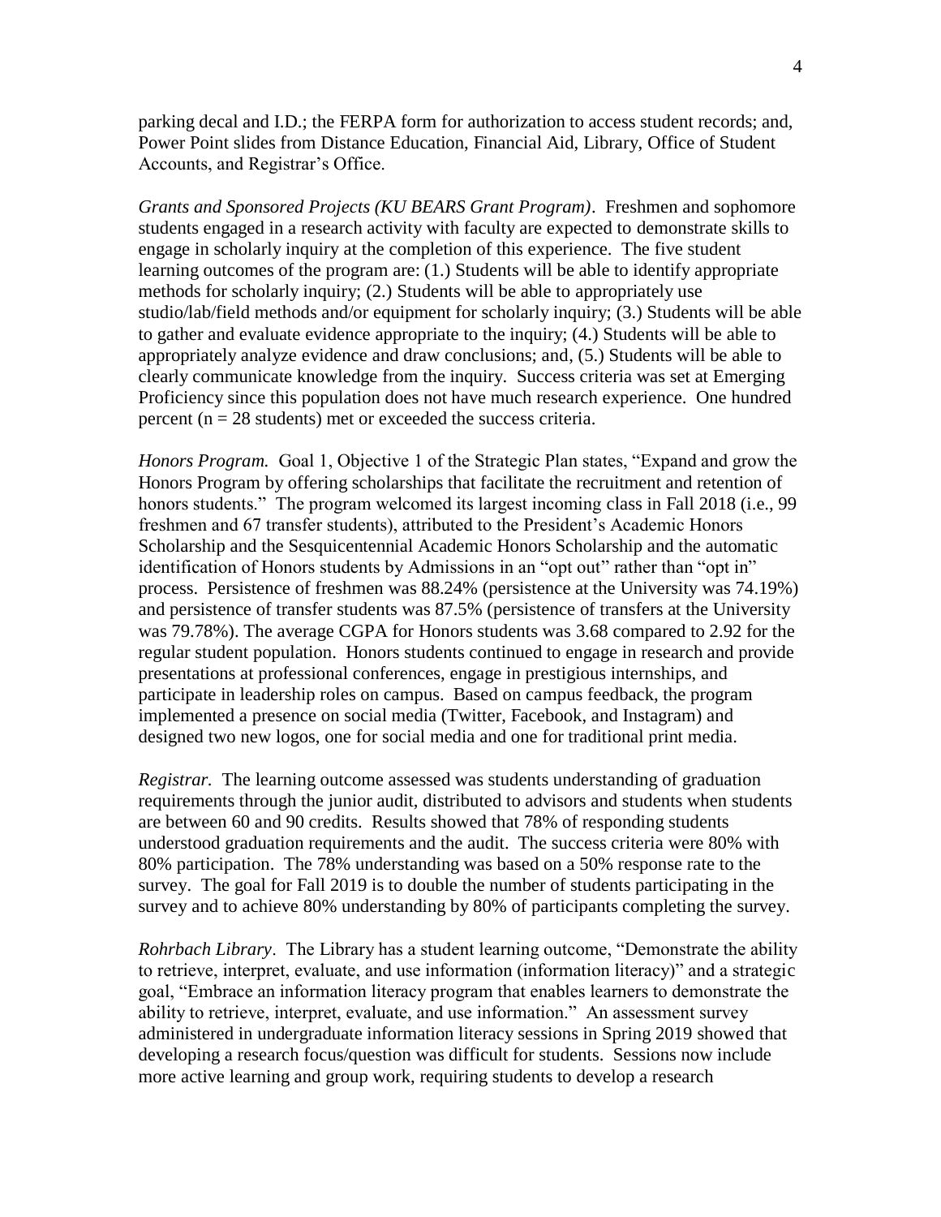parking decal and I.D.; the FERPA form for authorization to access student records; and, Power Point slides from Distance Education, Financial Aid, Library, Office of Student Accounts, and Registrar's Office.

*Grants and Sponsored Projects (KU BEARS Grant Program)*. Freshmen and sophomore students engaged in a research activity with faculty are expected to demonstrate skills to engage in scholarly inquiry at the completion of this experience. The five student learning outcomes of the program are: (1.) Students will be able to identify appropriate methods for scholarly inquiry; (2.) Students will be able to appropriately use studio/lab/field methods and/or equipment for scholarly inquiry; (3.) Students will be able to gather and evaluate evidence appropriate to the inquiry; (4.) Students will be able to appropriately analyze evidence and draw conclusions; and, (5.) Students will be able to clearly communicate knowledge from the inquiry. Success criteria was set at Emerging Proficiency since this population does not have much research experience. One hundred percent (n = 28 students) met or exceeded the success criteria.

*Honors Program.* Goal 1, Objective 1 of the Strategic Plan states, "Expand and grow the Honors Program by offering scholarships that facilitate the recruitment and retention of honors students." The program welcomed its largest incoming class in Fall 2018 (i.e., 99 freshmen and 67 transfer students), attributed to the President's Academic Honors Scholarship and the Sesquicentennial Academic Honors Scholarship and the automatic identification of Honors students by Admissions in an "opt out" rather than "opt in" process. Persistence of freshmen was 88.24% (persistence at the University was 74.19%) and persistence of transfer students was 87.5% (persistence of transfers at the University was 79.78%). The average CGPA for Honors students was 3.68 compared to 2.92 for the regular student population. Honors students continued to engage in research and provide presentations at professional conferences, engage in prestigious internships, and participate in leadership roles on campus. Based on campus feedback, the program implemented a presence on social media (Twitter, Facebook, and Instagram) and designed two new logos, one for social media and one for traditional print media.

*Registrar.* The learning outcome assessed was students understanding of graduation requirements through the junior audit, distributed to advisors and students when students are between 60 and 90 credits. Results showed that 78% of responding students understood graduation requirements and the audit. The success criteria were 80% with 80% participation. The 78% understanding was based on a 50% response rate to the survey. The goal for Fall 2019 is to double the number of students participating in the survey and to achieve 80% understanding by 80% of participants completing the survey.

*Rohrbach Library*. The Library has a student learning outcome, "Demonstrate the ability to retrieve, interpret, evaluate, and use information (information literacy)" and a strategic goal, "Embrace an information literacy program that enables learners to demonstrate the ability to retrieve, interpret, evaluate, and use information." An assessment survey administered in undergraduate information literacy sessions in Spring 2019 showed that developing a research focus/question was difficult for students. Sessions now include more active learning and group work, requiring students to develop a research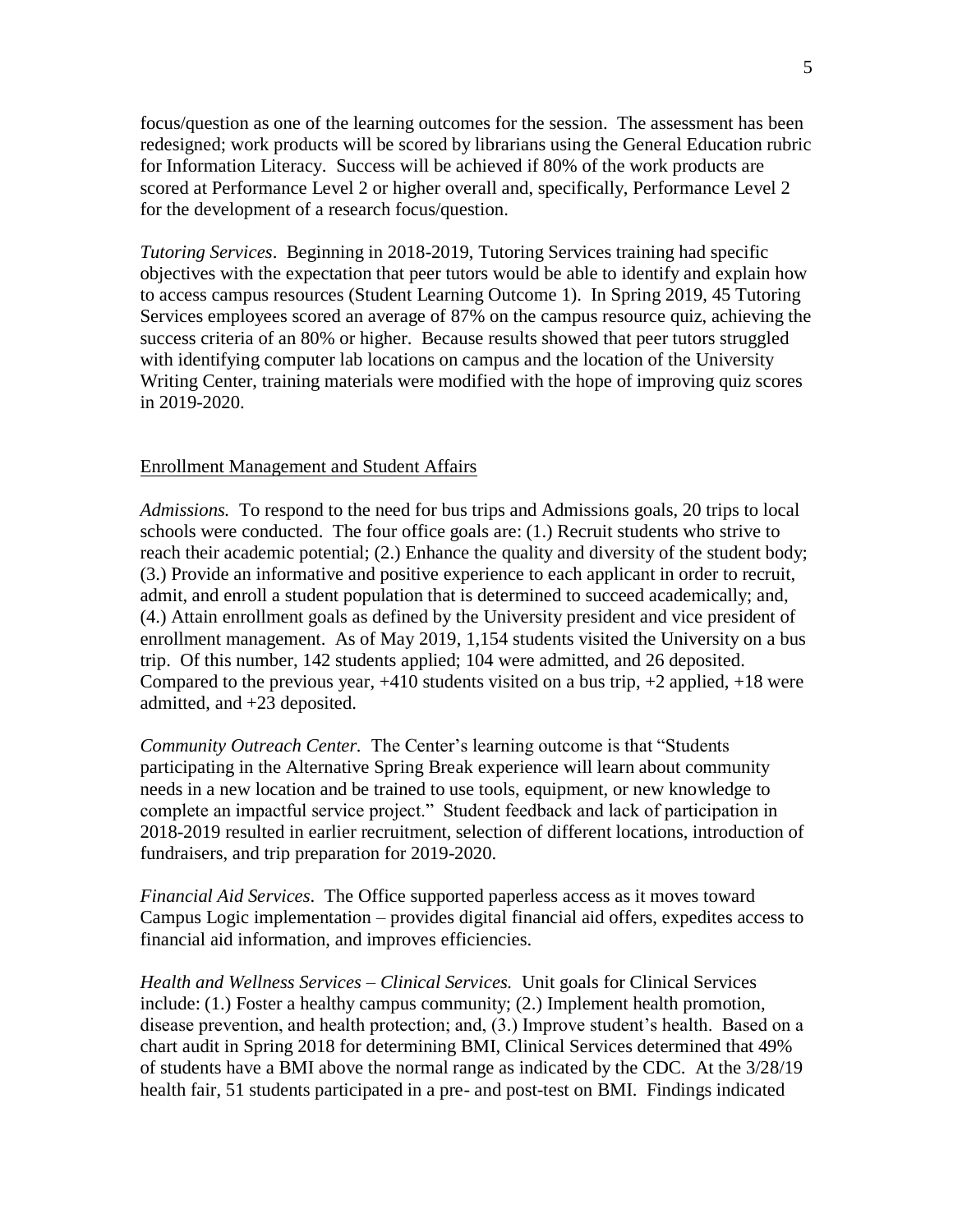focus/question as one of the learning outcomes for the session. The assessment has been redesigned; work products will be scored by librarians using the General Education rubric for Information Literacy. Success will be achieved if 80% of the work products are scored at Performance Level 2 or higher overall and, specifically, Performance Level 2 for the development of a research focus/question.

*Tutoring Services*. Beginning in 2018-2019, Tutoring Services training had specific objectives with the expectation that peer tutors would be able to identify and explain how to access campus resources (Student Learning Outcome 1). In Spring 2019, 45 Tutoring Services employees scored an average of 87% on the campus resource quiz, achieving the success criteria of an 80% or higher. Because results showed that peer tutors struggled with identifying computer lab locations on campus and the location of the University Writing Center, training materials were modified with the hope of improving quiz scores in 2019-2020.

<u>Enrollment Management and Student Affairs</u>

*Admissions.* To respond to the need for bus trips and Admissions goals, 20 trips to local schools were conducted. The four office goals are: (1.) Recruit students who strive to reach their academic potential; (2.) Enhance the quality and diversity of the student body; (3.) Provide an informative and positive experience to each applicant in order to recruit, admit, and enroll a student population that is determined to succeed academically; and, (4.) Attain enrollment goals as defined by the University president and vice president of enrollment management. As of May 2019, 1,154 students visited the University on a bus trip. Of this number, 142 students applied; 104 were admitted, and 26 deposited. Compared to the previous year, +410 students visited on a bus trip, +2 applied, +18 were admitted, and +23 deposited.

*Community Outreach Center.* The Center's learning outcome is that "Students participating in the Alternative Spring Break experience will learn about community needs in a new location and be trained to use tools, equipment, or new knowledge to complete an impactful service project." Student feedback and lack of participation in 2018-2019 resulted in earlier recruitment, selection of different locations, introduction of fundraisers, and trip preparation for 2019-2020.

*Financial Aid Services*. The Office supported paperless access as it moves toward Campus Logic implementation – provides digital financial aid offers, expedites access to financial aid information, and improves efficiencies.

*Health and Wellness Services – Clinical Services.* Unit goals for Clinical Services include: (1.) Foster a healthy campus community; (2.) Implement health promotion, disease prevention, and health protection; and, (3.) Improve student's health. Based on a chart audit in Spring 2018 for determining BMI, Clinical Services determined that 49% of students have a BMI above the normal range as indicated by the CDC. At the 3/28/19 health fair, 51 students participated in a pre- and post-test on BMI. Findings indicated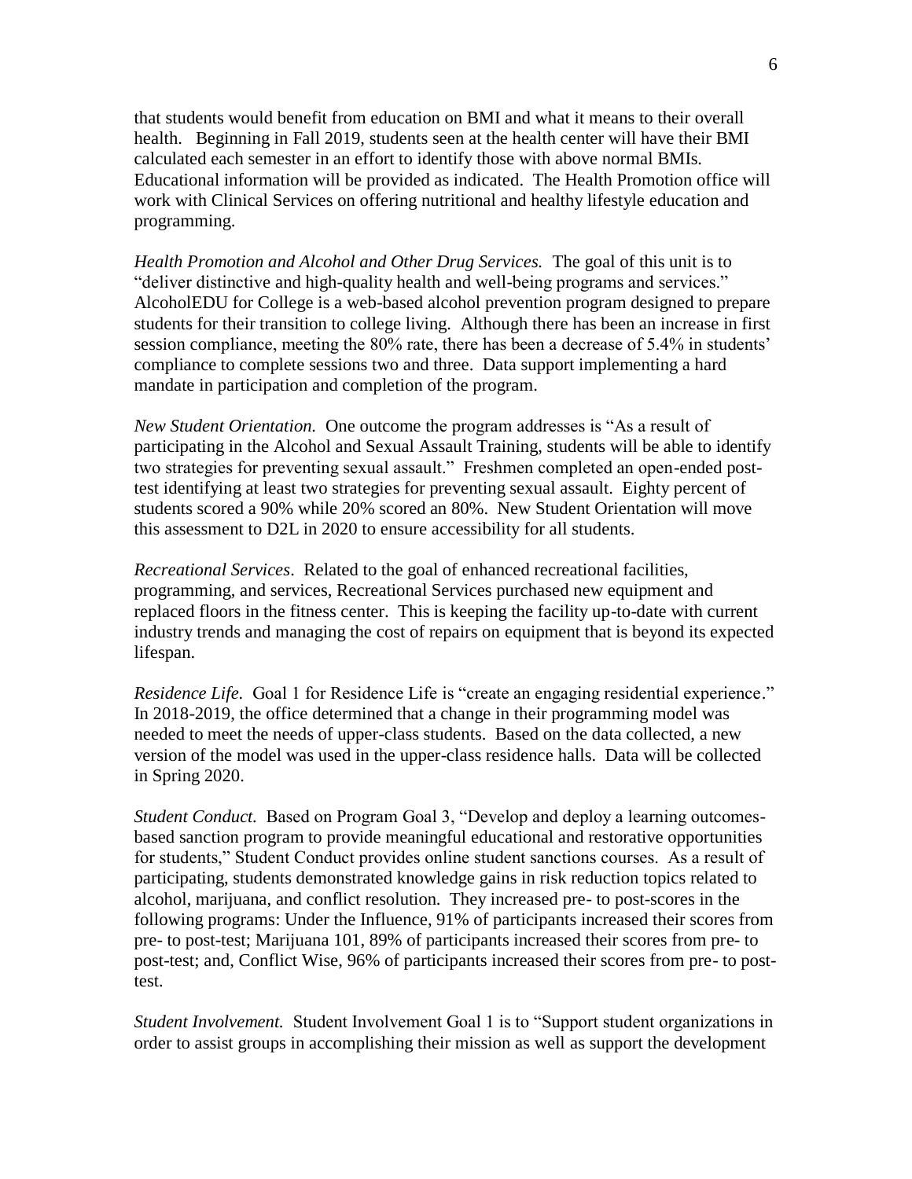that students would benefit from education on BMI and what it means to their overall health. Beginning in Fall 2019, students seen at the health center will have their BMI calculated each semester in an effort to identify those with above normal BMIs. Educational information will be provided as indicated. The Health Promotion office will work with Clinical Services on offering nutritional and healthy lifestyle education and programming.

*Health Promotion and Alcohol and Other Drug Services.* The goal of this unit is to "deliver distinctive and high-quality health and well-being programs and services." AlcoholEDU for College is a web-based alcohol prevention program designed to prepare students for their transition to college living. Although there has been an increase in first session compliance, meeting the 80% rate, there has been a decrease of 5.4% in students' compliance to complete sessions two and three. Data support implementing a hard mandate in participation and completion of the program.

*New Student Orientation.* One outcome the program addresses is "As a result of participating in the Alcohol and Sexual Assault Training, students will be able to identify two strategies for preventing sexual assault." Freshmen completed an open-ended post-test identifying at least two strategies for preventing sexual assault. Eighty percent of students scored a 90% while 20% scored an 80%. New Student Orientation will move this assessment to D2L in 2020 to ensure accessibility for all students.

*Recreational Services*. Related to the goal of enhanced recreational facilities, programming, and services, Recreational Services purchased new equipment and replaced floors in the fitness center. This is keeping the facility up-to-date with current industry trends and managing the cost of repairs on equipment that is beyond its expected lifespan.

*Residence Life.* Goal 1 for Residence Life is "create an engaging residential experience." In 2018-2019, the office determined that a change in their programming model was needed to meet the needs of upper-class students. Based on the data collected, a new version of the model was used in the upper-class residence halls. Data will be collected in Spring 2020.

*Student Conduct.* Based on Program Goal 3, "Develop and deploy a learning outcomes-based sanction program to provide meaningful educational and restorative opportunities for students," Student Conduct provides online student sanctions courses. As a result of participating, students demonstrated knowledge gains in risk reduction topics related to alcohol, marijuana, and conflict resolution. They increased pre- to post-scores in the following programs: Under the Influence, 91% of participants increased their scores from pre- to post-test; Marijuana 101, 89% of participants increased their scores from pre- to post-test; and, Conflict Wise, 96% of participants increased their scores from pre- to post-test.

*Student Involvement.* Student Involvement Goal 1 is to "Support student organizations in order to assist groups in accomplishing their mission as well as support the development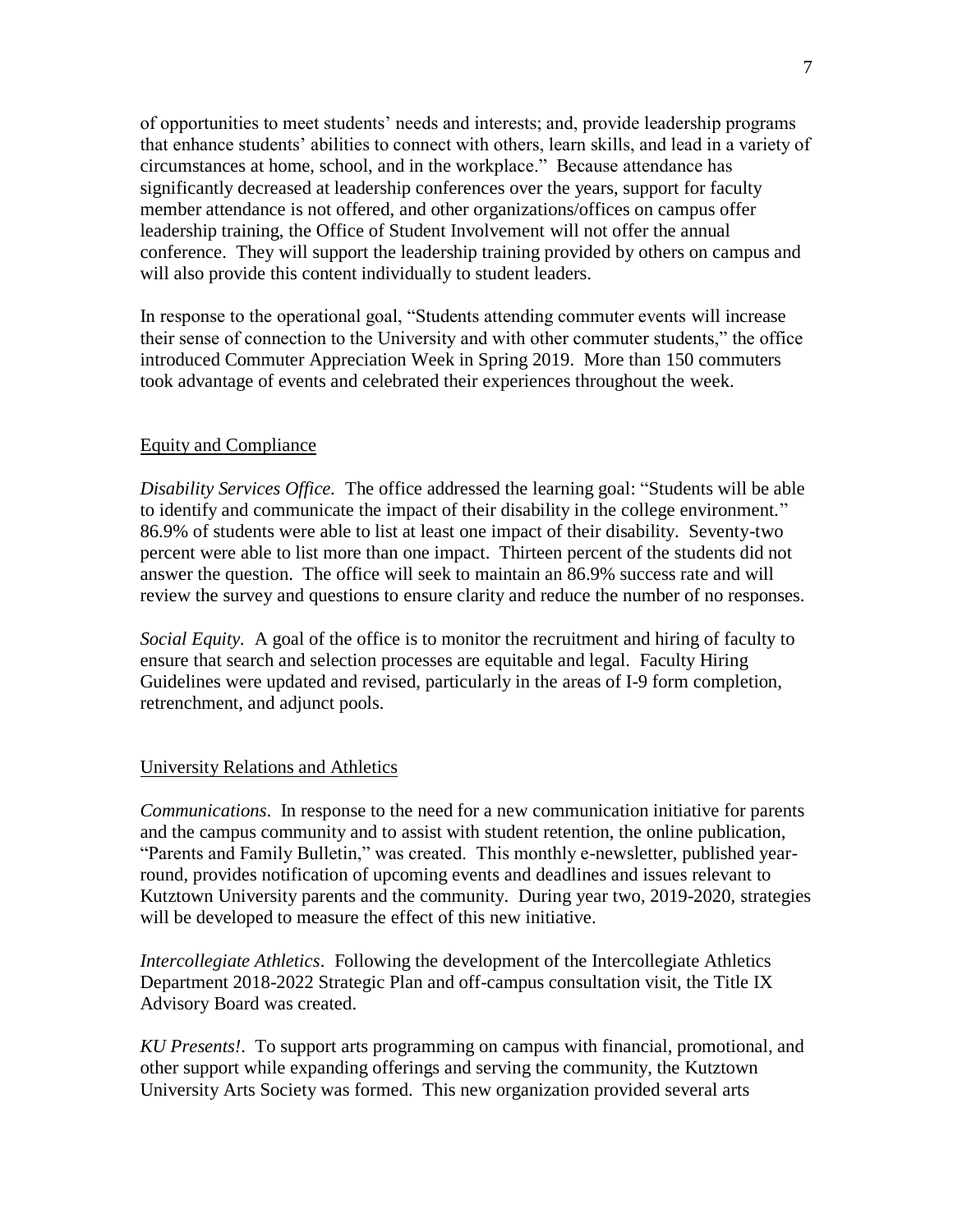of opportunities to meet students' needs and interests; and, provide leadership programs that enhance students' abilities to connect with others, learn skills, and lead in a variety of circumstances at home, school, and in the workplace." Because attendance has significantly decreased at leadership conferences over the years, support for faculty member attendance is not offered, and other organizations/offices on campus offer leadership training, the Office of Student Involvement will not offer the annual conference. They will support the leadership training provided by others on campus and will also provide this content individually to student leaders.

In response to the operational goal, "Students attending commuter events will increase their sense of connection to the University and with other commuter students," the office introduced Commuter Appreciation Week in Spring 2019. More than 150 commuters took advantage of events and celebrated their experiences throughout the week.

## Equity and Compliance

*Disability Services Office.* The office addressed the learning goal: "Students will be able to identify and communicate the impact of their disability in the college environment." 86.9% of students were able to list at least one impact of their disability. Seventy-two percent were able to list more than one impact. Thirteen percent of the students did not answer the question. The office will seek to maintain an 86.9% success rate and will review the survey and questions to ensure clarity and reduce the number of no responses.

*Social Equity.* A goal of the office is to monitor the recruitment and hiring of faculty to ensure that search and selection processes are equitable and legal. Faculty Hiring Guidelines were updated and revised, particularly in the areas of I-9 form completion, retrenchment, and adjunct pools.

## University Relations and Athletics

*Communications.* In response to the need for a new communication initiative for parents and the campus community and to assist with student retention, the online publication, "Parents and Family Bulletin," was created. This monthly e-newsletter, published year-round, provides notification of upcoming events and deadlines and issues relevant to Kutztown University parents and the community. During year two, 2019-2020, strategies will be developed to measure the effect of this new initiative.

*Intercollegiate Athletics.* Following the development of the Intercollegiate Athletics Department 2018-2022 Strategic Plan and off-campus consultation visit, the Title IX Advisory Board was created.

*KU Presents!.* To support arts programming on campus with financial, promotional, and other support while expanding offerings and serving the community, the Kutztown University Arts Society was formed. This new organization provided several arts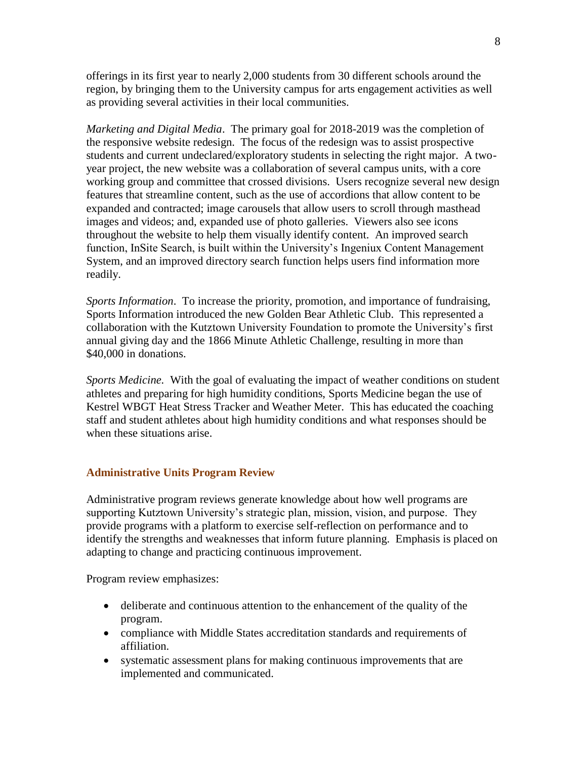offerings in its first year to nearly 2,000 students from 30 different schools around the region, by bringing them to the University campus for arts engagement activities as well as providing several activities in their local communities.

*Marketing and Digital Media*. The primary goal for 2018-2019 was the completion of the responsive website redesign. The focus of the redesign was to assist prospective students and current undeclared/exploratory students in selecting the right major. A two-year project, the new website was a collaboration of several campus units, with a core working group and committee that crossed divisions. Users recognize several new design features that streamline content, such as the use of accordions that allow content to be expanded and contracted; image carousels that allow users to scroll through masthead images and videos; and, expanded use of photo galleries. Viewers also see icons throughout the website to help them visually identify content. An improved search function, InSite Search, is built within the University's Ingeniux Content Management System, and an improved directory search function helps users find information more readily.

*Sports Information*. To increase the priority, promotion, and importance of fundraising, Sports Information introduced the new Golden Bear Athletic Club. This represented a collaboration with the Kutztown University Foundation to promote the University's first annual giving day and the 1866 Minute Athletic Challenge, resulting in more than $40,000 in donations.

*Sports Medicine.* With the goal of evaluating the impact of weather conditions on student athletes and preparing for high humidity conditions, Sports Medicine began the use of Kestrel WBGT Heat Stress Tracker and Weather Meter. This has educated the coaching staff and student athletes about high humidity conditions and what responses should be when these situations arise.

## Administrative Units Program Review

Administrative program reviews generate knowledge about how well programs are supporting Kutztown University's strategic plan, mission, vision, and purpose. They provide programs with a platform to exercise self-reflection on performance and to identify the strengths and weaknesses that inform future planning. Emphasis is placed on adapting to change and practicing continuous improvement.

Program review emphasizes:

- deliberate and continuous attention to the enhancement of the quality of the program.
- compliance with Middle States accreditation standards and requirements of affiliation.
- systematic assessment plans for making continuous improvements that are implemented and communicated.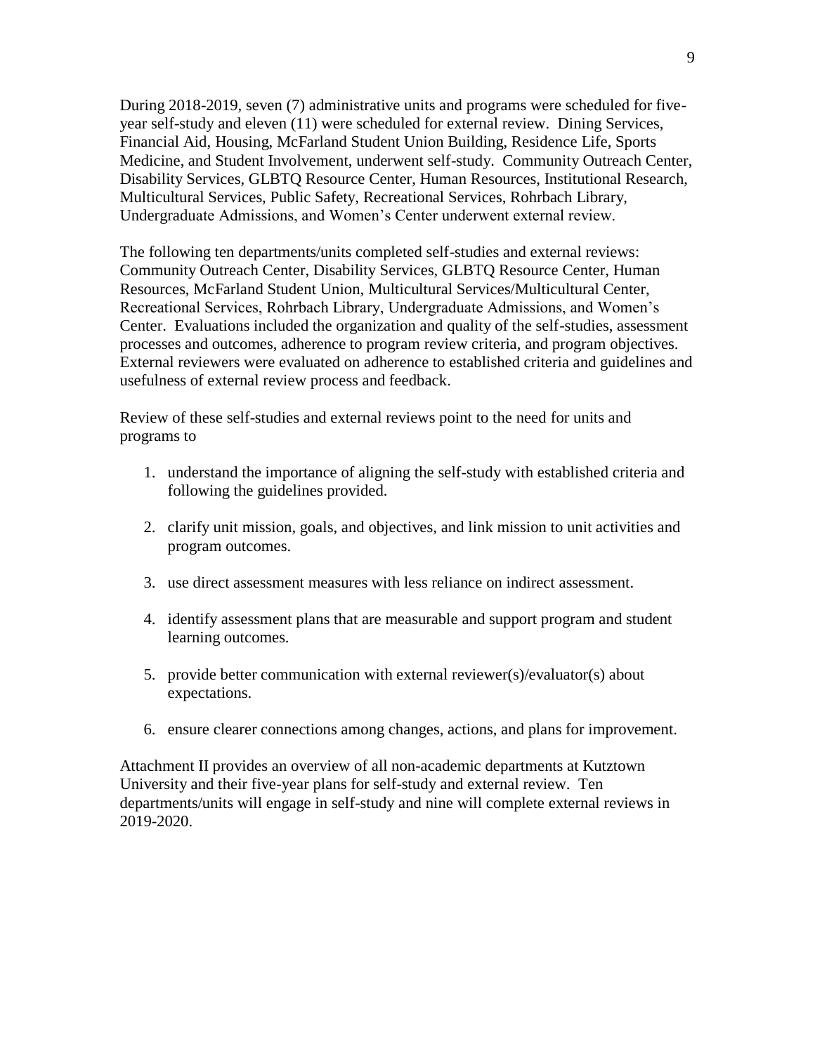During 2018-2019, seven (7) administrative units and programs were scheduled for five-year self-study and eleven (11) were scheduled for external review. Dining Services, Financial Aid, Housing, McFarland Student Union Building, Residence Life, Sports Medicine, and Student Involvement, underwent self-study. Community Outreach Center, Disability Services, GLBTQ Resource Center, Human Resources, Institutional Research, Multicultural Services, Public Safety, Recreational Services, Rohrbach Library, Undergraduate Admissions, and Women's Center underwent external review.

The following ten departments/units completed self-studies and external reviews: Community Outreach Center, Disability Services, GLBTQ Resource Center, Human Resources, McFarland Student Union, Multicultural Services/Multicultural Center, Recreational Services, Rohrbach Library, Undergraduate Admissions, and Women's Center. Evaluations included the organization and quality of the self-studies, assessment processes and outcomes, adherence to program review criteria, and program objectives. External reviewers were evaluated on adherence to established criteria and guidelines and usefulness of external review process and feedback.

Review of these self-studies and external reviews point to the need for units and programs to

1. understand the importance of aligning the self-study with established criteria and following the guidelines provided.
2. clarify unit mission, goals, and objectives, and link mission to unit activities and program outcomes.
3. use direct assessment measures with less reliance on indirect assessment.
4. identify assessment plans that are measurable and support program and student learning outcomes.
5. provide better communication with external reviewer(s)/evaluator(s) about expectations.
6. ensure clearer connections among changes, actions, and plans for improvement.

Attachment II provides an overview of all non-academic departments at Kutztown University and their five-year plans for self-study and external review. Ten departments/units will engage in self-study and nine will complete external reviews in 2019-2020.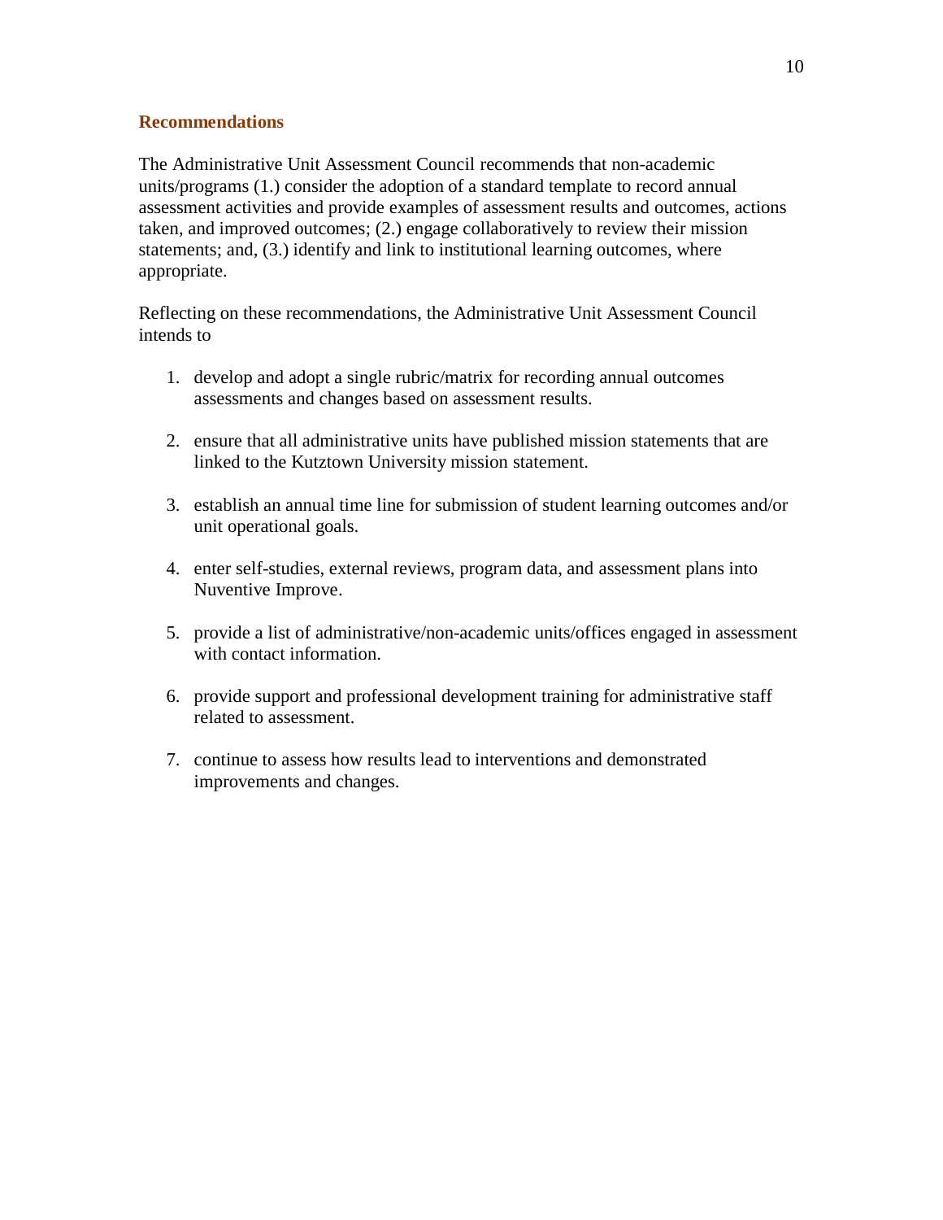## Recommendations

The Administrative Unit Assessment Council recommends that non-academic units/programs (1.) consider the adoption of a standard template to record annual assessment activities and provide examples of assessment results and outcomes, actions taken, and improved outcomes; (2.) engage collaboratively to review their mission statements; and, (3.) identify and link to institutional learning outcomes, where appropriate.

Reflecting on these recommendations, the Administrative Unit Assessment Council intends to

1. develop and adopt a single rubric/matrix for recording annual outcomes assessments and changes based on assessment results.

2. ensure that all administrative units have published mission statements that are linked to the Kutztown University mission statement.

3. establish an annual time line for submission of student learning outcomes and/or unit operational goals.

4. enter self-studies, external reviews, program data, and assessment plans into Nuventive Improve.

5. provide a list of administrative/non-academic units/offices engaged in assessment with contact information.

6. provide support and professional development training for administrative staff related to assessment.

7. continue to assess how results lead to interventions and demonstrated improvements and changes.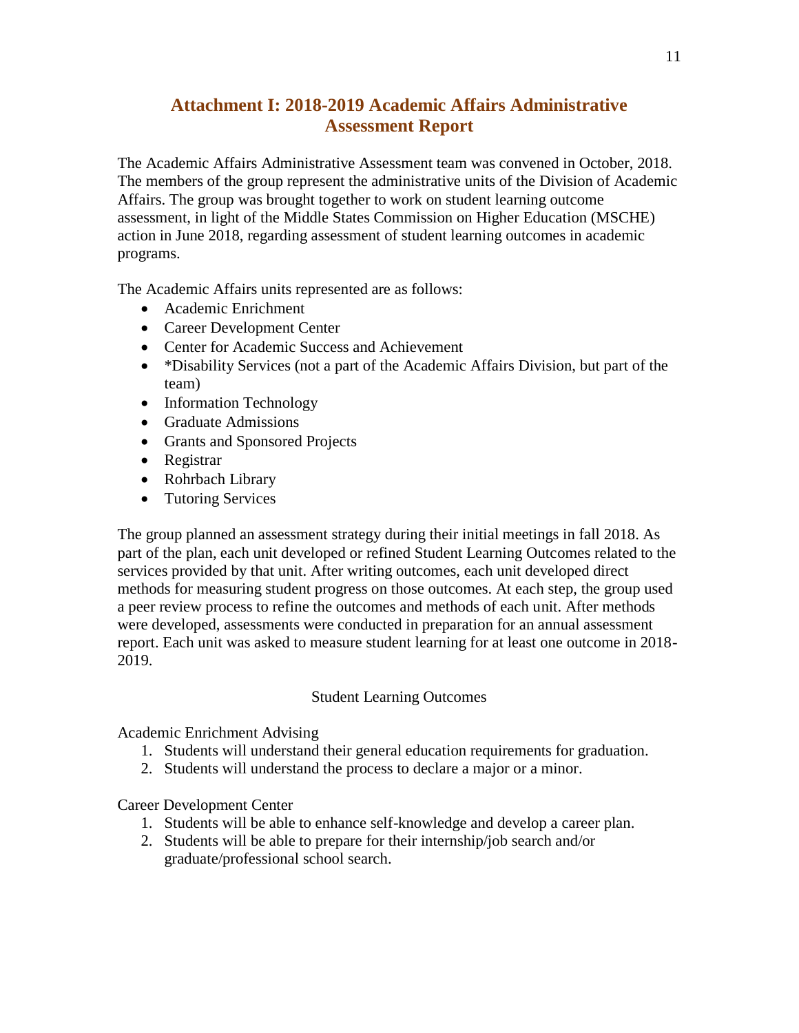## Attachment I: 2018-2019 Academic Affairs Administrative Assessment Report

The Academic Affairs Administrative Assessment team was convened in October, 2018. The members of the group represent the administrative units of the Division of Academic Affairs. The group was brought together to work on student learning outcome assessment, in light of the Middle States Commission on Higher Education (MSCHE) action in June 2018, regarding assessment of student learning outcomes in academic programs.

The Academic Affairs units represented are as follows:

- Academic Enrichment
- Career Development Center
- Center for Academic Success and Achievement
- *Disability Services (not a part of the Academic Affairs Division, but part of the team)
- Information Technology
- Graduate Admissions
- Grants and Sponsored Projects
- Registrar
- Rohrbach Library
- Tutoring Services

The group planned an assessment strategy during their initial meetings in fall 2018. As part of the plan, each unit developed or refined Student Learning Outcomes related to the services provided by that unit. After writing outcomes, each unit developed direct methods for measuring student progress on those outcomes. At each step, the group used a peer review process to refine the outcomes and methods of each unit. After methods were developed, assessments were conducted in preparation for an annual assessment report. Each unit was asked to measure student learning for at least one outcome in 2018-2019.

Student Learning Outcomes

Academic Enrichment Advising

1. Students will understand their general education requirements for graduation.
2. Students will understand the process to declare a major or a minor.

Career Development Center

1. Students will be able to enhance self-knowledge and develop a career plan.
2. Students will be able to prepare for their internship/job search and/or graduate/professional school search.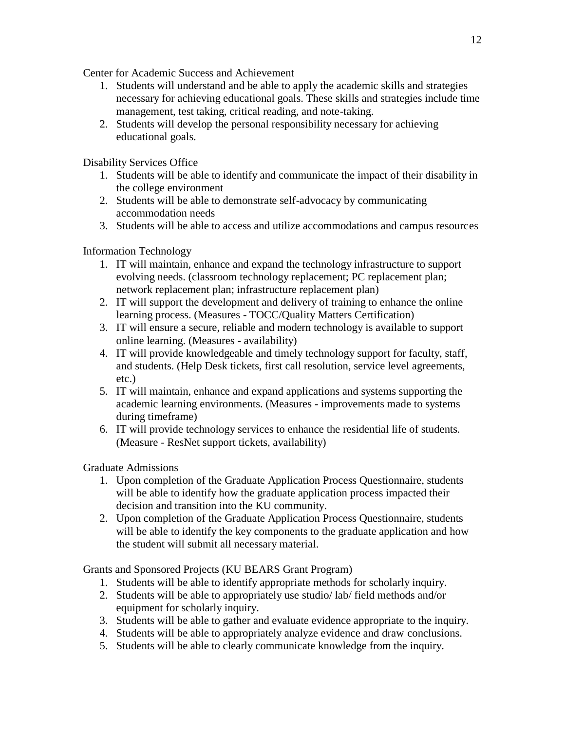Center for Academic Success and Achievement

1. Students will understand and be able to apply the academic skills and strategies necessary for achieving educational goals. These skills and strategies include time management, test taking, critical reading, and note-taking.
2. Students will develop the personal responsibility necessary for achieving educational goals.

Disability Services Office

1. Students will be able to identify and communicate the impact of their disability in the college environment
2. Students will be able to demonstrate self-advocacy by communicating accommodation needs
3. Students will be able to access and utilize accommodations and campus resources

Information Technology

1. IT will maintain, enhance and expand the technology infrastructure to support evolving needs. (classroom technology replacement; PC replacement plan; network replacement plan; infrastructure replacement plan)
2. IT will support the development and delivery of training to enhance the online learning process. (Measures - TOCC/Quality Matters Certification)
3. IT will ensure a secure, reliable and modern technology is available to support online learning. (Measures - availability)
4. IT will provide knowledgeable and timely technology support for faculty, staff, and students. (Help Desk tickets, first call resolution, service level agreements, etc.)
5. IT will maintain, enhance and expand applications and systems supporting the academic learning environments. (Measures - improvements made to systems during timeframe)
6. IT will provide technology services to enhance the residential life of students. (Measure - ResNet support tickets, availability)

Graduate Admissions

1. Upon completion of the Graduate Application Process Questionnaire, students will be able to identify how the graduate application process impacted their decision and transition into the KU community.
2. Upon completion of the Graduate Application Process Questionnaire, students will be able to identify the key components to the graduate application and how the student will submit all necessary material.

Grants and Sponsored Projects (KU BEARS Grant Program)

1. Students will be able to identify appropriate methods for scholarly inquiry.
2. Students will be able to appropriately use studio/ lab/ field methods and/or equipment for scholarly inquiry.
3. Students will be able to gather and evaluate evidence appropriate to the inquiry.
4. Students will be able to appropriately analyze evidence and draw conclusions.
5. Students will be able to clearly communicate knowledge from the inquiry.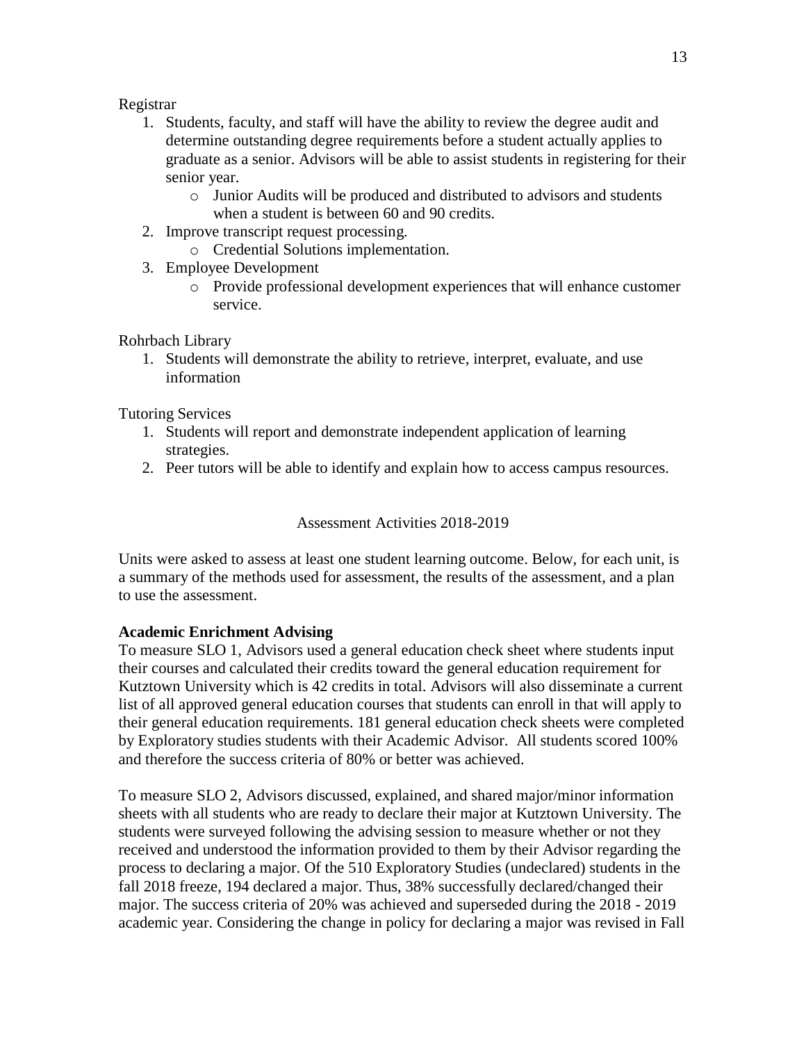Registrar

1. Students, faculty, and staff will have the ability to review the degree audit and determine outstanding degree requirements before a student actually applies to graduate as a senior. Advisors will be able to assist students in registering for their senior year.
   - Junior Audits will be produced and distributed to advisors and students when a student is between 60 and 90 credits.
2. Improve transcript request processing.
   - Credential Solutions implementation.
3. Employee Development
   - Provide professional development experiences that will enhance customer service.

Rohrbach Library

1. Students will demonstrate the ability to retrieve, interpret, evaluate, and use information

Tutoring Services

1. Students will report and demonstrate independent application of learning strategies.
2. Peer tutors will be able to identify and explain how to access campus resources.

## Assessment Activities 2018-2019

Units were asked to assess at least one student learning outcome. Below, for each unit, is a summary of the methods used for assessment, the results of the assessment, and a plan to use the assessment.

**Academic Enrichment Advising**

To measure SLO 1, Advisors used a general education check sheet where students input their courses and calculated their credits toward the general education requirement for Kutztown University which is 42 credits in total. Advisors will also disseminate a current list of all approved general education courses that students can enroll in that will apply to their general education requirements. 181 general education check sheets were completed by Exploratory studies students with their Academic Advisor. All students scored 100% and therefore the success criteria of 80% or better was achieved.

To measure SLO 2, Advisors discussed, explained, and shared major/minor information sheets with all students who are ready to declare their major at Kutztown University. The students were surveyed following the advising session to measure whether or not they received and understood the information provided to them by their Advisor regarding the process to declaring a major. Of the 510 Exploratory Studies (undeclared) students in the fall 2018 freeze, 194 declared a major. Thus, 38% successfully declared/changed their major. The success criteria of 20% was achieved and superseded during the 2018 - 2019 academic year. Considering the change in policy for declaring a major was revised in Fall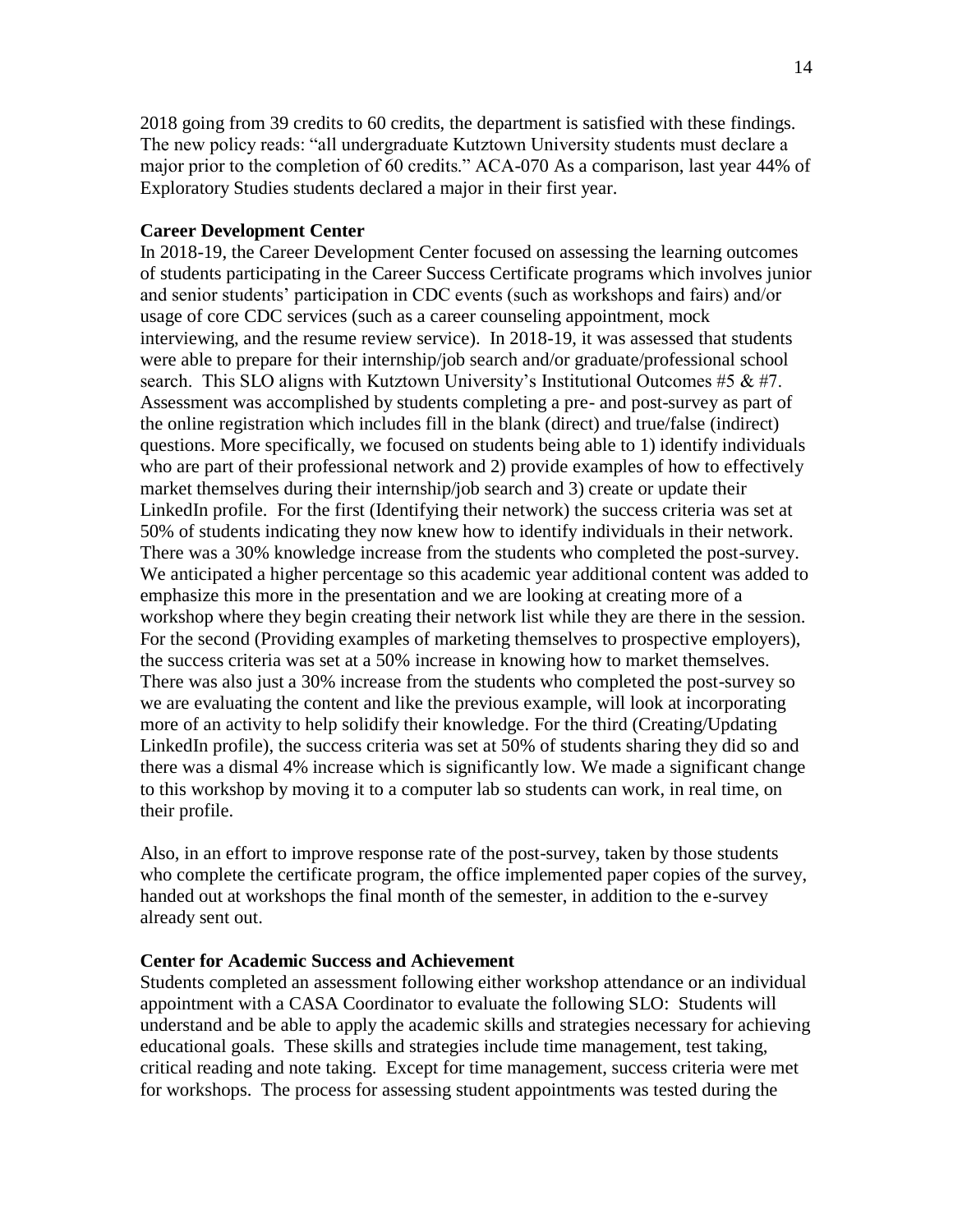2018 going from 39 credits to 60 credits, the department is satisfied with these findings. The new policy reads: "all undergraduate Kutztown University students must declare a major prior to the completion of 60 credits." ACA-070 As a comparison, last year 44% of Exploratory Studies students declared a major in their first year.

**Career Development Center**

In 2018-19, the Career Development Center focused on assessing the learning outcomes of students participating in the Career Success Certificate programs which involves junior and senior students' participation in CDC events (such as workshops and fairs) and/or usage of core CDC services (such as a career counseling appointment, mock interviewing, and the resume review service). In 2018-19, it was assessed that students were able to prepare for their internship/job search and/or graduate/professional school search. This SLO aligns with Kutztown University's Institutional Outcomes #5 & #7. Assessment was accomplished by students completing a pre- and post-survey as part of the online registration which includes fill in the blank (direct) and true/false (indirect) questions. More specifically, we focused on students being able to 1) identify individuals who are part of their professional network and 2) provide examples of how to effectively market themselves during their internship/job search and 3) create or update their LinkedIn profile. For the first (Identifying their network) the success criteria was set at 50% of students indicating they now knew how to identify individuals in their network. There was a 30% knowledge increase from the students who completed the post-survey. We anticipated a higher percentage so this academic year additional content was added to emphasize this more in the presentation and we are looking at creating more of a workshop where they begin creating their network list while they are there in the session. For the second (Providing examples of marketing themselves to prospective employers), the success criteria was set at a 50% increase in knowing how to market themselves. There was also just a 30% increase from the students who completed the post-survey so we are evaluating the content and like the previous example, will look at incorporating more of an activity to help solidify their knowledge. For the third (Creating/Updating LinkedIn profile), the success criteria was set at 50% of students sharing they did so and there was a dismal 4% increase which is significantly low. We made a significant change to this workshop by moving it to a computer lab so students can work, in real time, on their profile.

Also, in an effort to improve response rate of the post-survey, taken by those students who complete the certificate program, the office implemented paper copies of the survey, handed out at workshops the final month of the semester, in addition to the e-survey already sent out.

**Center for Academic Success and Achievement**

Students completed an assessment following either workshop attendance or an individual appointment with a CASA Coordinator to evaluate the following SLO: Students will understand and be able to apply the academic skills and strategies necessary for achieving educational goals. These skills and strategies include time management, test taking, critical reading and note taking. Except for time management, success criteria were met for workshops. The process for assessing student appointments was tested during the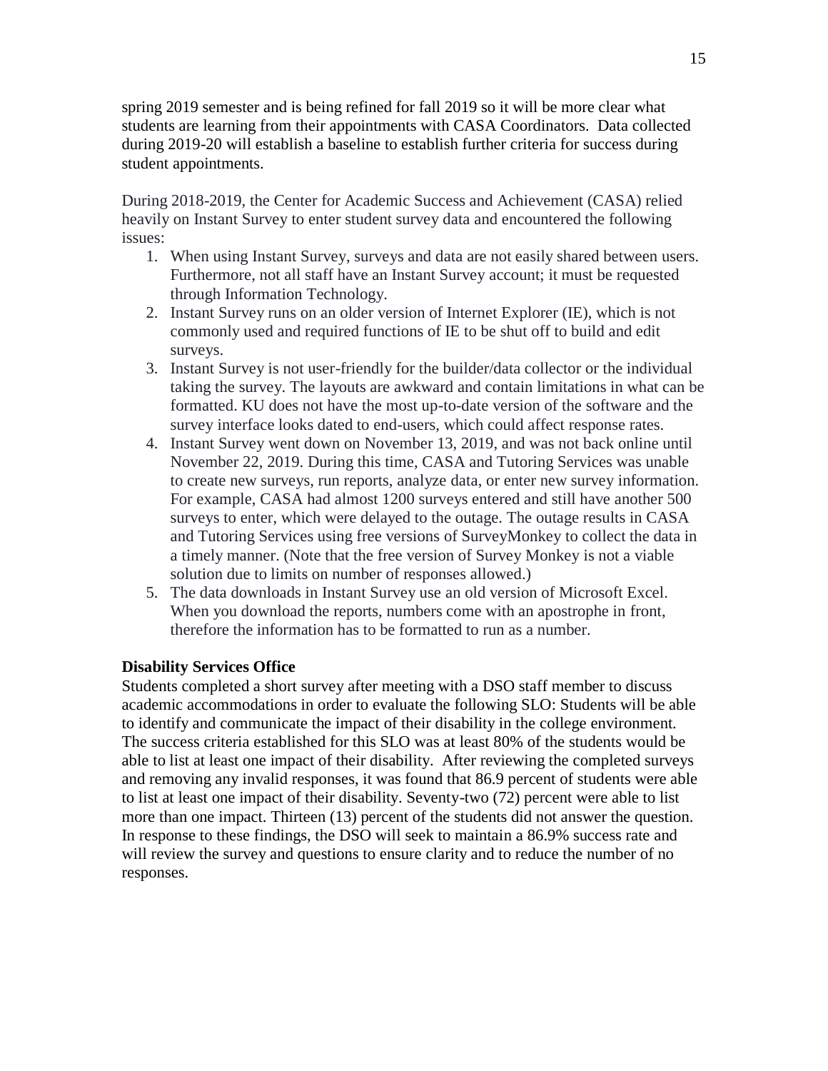spring 2019 semester and is being refined for fall 2019 so it will be more clear what students are learning from their appointments with CASA Coordinators. Data collected during 2019-20 will establish a baseline to establish further criteria for success during student appointments.

During 2018-2019, the Center for Academic Success and Achievement (CASA) relied heavily on Instant Survey to enter student survey data and encountered the following issues:

1. When using Instant Survey, surveys and data are not easily shared between users. Furthermore, not all staff have an Instant Survey account; it must be requested through Information Technology.
2. Instant Survey runs on an older version of Internet Explorer (IE), which is not commonly used and required functions of IE to be shut off to build and edit surveys.
3. Instant Survey is not user-friendly for the builder/data collector or the individual taking the survey. The layouts are awkward and contain limitations in what can be formatted. KU does not have the most up-to-date version of the software and the survey interface looks dated to end-users, which could affect response rates.
4. Instant Survey went down on November 13, 2019, and was not back online until November 22, 2019. During this time, CASA and Tutoring Services was unable to create new surveys, run reports, analyze data, or enter new survey information. For example, CASA had almost 1200 surveys entered and still have another 500 surveys to enter, which were delayed to the outage. The outage results in CASA and Tutoring Services using free versions of SurveyMonkey to collect the data in a timely manner. (Note that the free version of Survey Monkey is not a viable solution due to limits on number of responses allowed.)
5. The data downloads in Instant Survey use an old version of Microsoft Excel. When you download the reports, numbers come with an apostrophe in front, therefore the information has to be formatted to run as a number.

**Disability Services Office**

Students completed a short survey after meeting with a DSO staff member to discuss academic accommodations in order to evaluate the following SLO: Students will be able to identify and communicate the impact of their disability in the college environment. The success criteria established for this SLO was at least 80% of the students would be able to list at least one impact of their disability. After reviewing the completed surveys and removing any invalid responses, it was found that 86.9 percent of students were able to list at least one impact of their disability. Seventy-two (72) percent were able to list more than one impact. Thirteen (13) percent of the students did not answer the question. In response to these findings, the DSO will seek to maintain a 86.9% success rate and will review the survey and questions to ensure clarity and to reduce the number of no responses.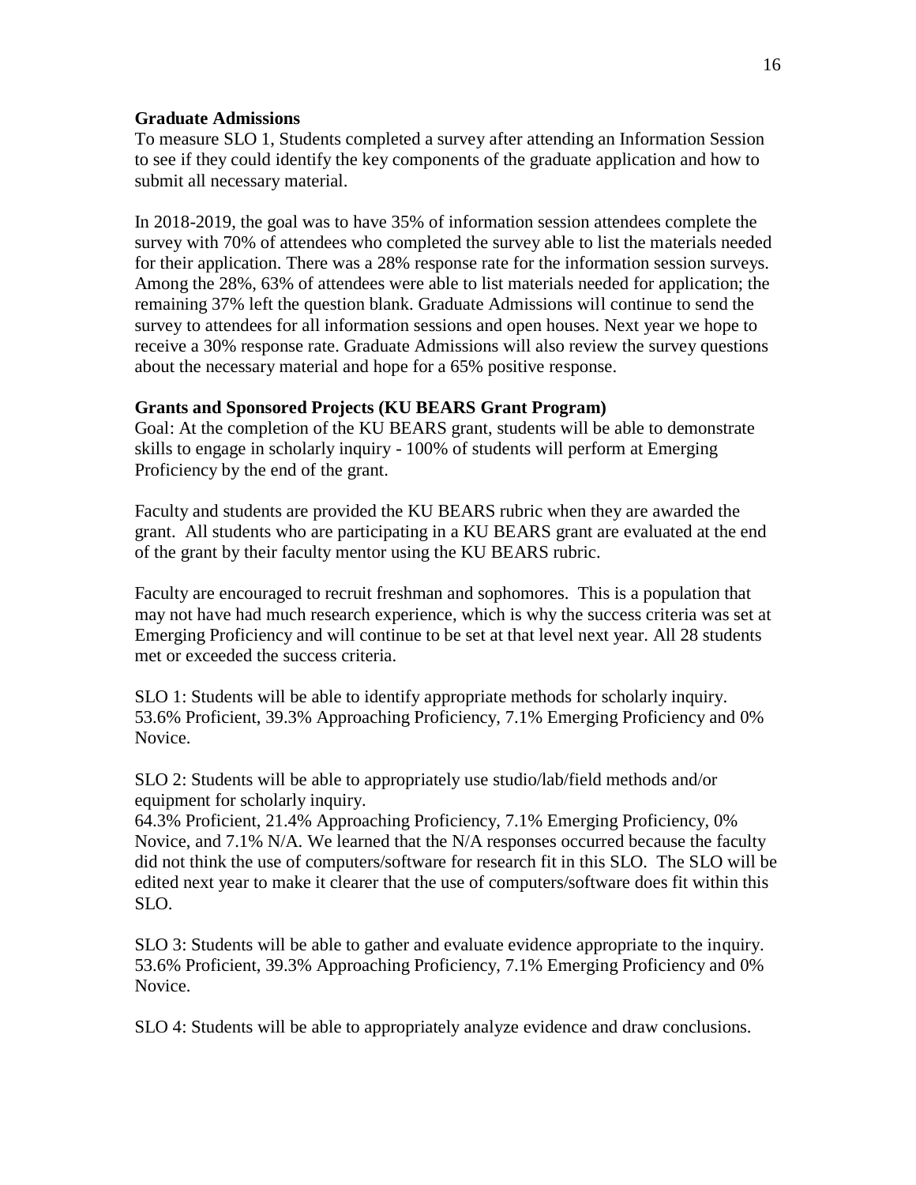**Graduate Admissions**

To measure SLO 1, Students completed a survey after attending an Information Session to see if they could identify the key components of the graduate application and how to submit all necessary material.

In 2018-2019, the goal was to have 35% of information session attendees complete the survey with 70% of attendees who completed the survey able to list the materials needed for their application. There was a 28% response rate for the information session surveys. Among the 28%, 63% of attendees were able to list materials needed for application; the remaining 37% left the question blank. Graduate Admissions will continue to send the survey to attendees for all information sessions and open houses. Next year we hope to receive a 30% response rate. Graduate Admissions will also review the survey questions about the necessary material and hope for a 65% positive response.

**Grants and Sponsored Projects (KU BEARS Grant Program)**

Goal: At the completion of the KU BEARS grant, students will be able to demonstrate skills to engage in scholarly inquiry - 100% of students will perform at Emerging Proficiency by the end of the grant.

Faculty and students are provided the KU BEARS rubric when they are awarded the grant. All students who are participating in a KU BEARS grant are evaluated at the end of the grant by their faculty mentor using the KU BEARS rubric.

Faculty are encouraged to recruit freshman and sophomores. This is a population that may not have had much research experience, which is why the success criteria was set at Emerging Proficiency and will continue to be set at that level next year. All 28 students met or exceeded the success criteria.

SLO 1: Students will be able to identify appropriate methods for scholarly inquiry. 53.6% Proficient, 39.3% Approaching Proficiency, 7.1% Emerging Proficiency and 0% Novice.

SLO 2: Students will be able to appropriately use studio/lab/field methods and/or equipment for scholarly inquiry.
64.3% Proficient, 21.4% Approaching Proficiency, 7.1% Emerging Proficiency, 0% Novice, and 7.1% N/A. We learned that the N/A responses occurred because the faculty did not think the use of computers/software for research fit in this SLO. The SLO will be edited next year to make it clearer that the use of computers/software does fit within this SLO.

SLO 3: Students will be able to gather and evaluate evidence appropriate to the inquiry. 53.6% Proficient, 39.3% Approaching Proficiency, 7.1% Emerging Proficiency and 0% Novice.

SLO 4: Students will be able to appropriately analyze evidence and draw conclusions.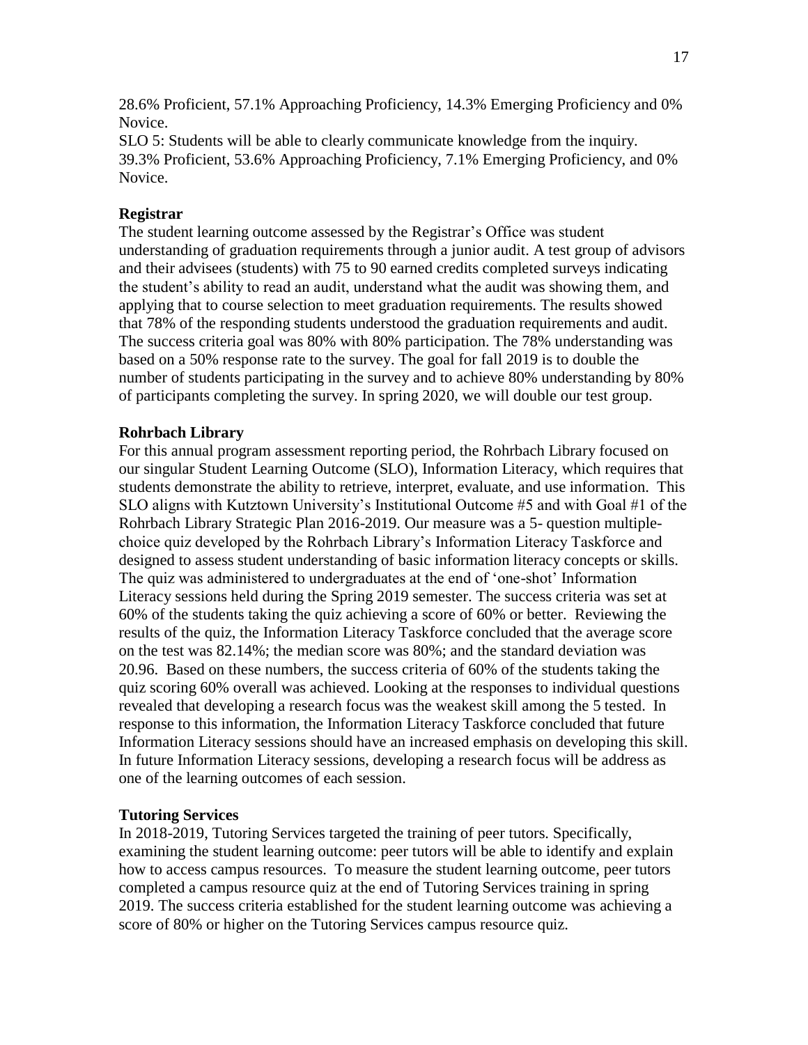28.6% Proficient, 57.1% Approaching Proficiency, 14.3% Emerging Proficiency and 0% Novice.

SLO 5: Students will be able to clearly communicate knowledge from the inquiry. 39.3% Proficient, 53.6% Approaching Proficiency, 7.1% Emerging Proficiency, and 0% Novice.

**Registrar**

The student learning outcome assessed by the Registrar's Office was student understanding of graduation requirements through a junior audit. A test group of advisors and their advisees (students) with 75 to 90 earned credits completed surveys indicating the student's ability to read an audit, understand what the audit was showing them, and applying that to course selection to meet graduation requirements. The results showed that 78% of the responding students understood the graduation requirements and audit. The success criteria goal was 80% with 80% participation. The 78% understanding was based on a 50% response rate to the survey. The goal for fall 2019 is to double the number of students participating in the survey and to achieve 80% understanding by 80% of participants completing the survey. In spring 2020, we will double our test group.

**Rohrbach Library**

For this annual program assessment reporting period, the Rohrbach Library focused on our singular Student Learning Outcome (SLO), Information Literacy, which requires that students demonstrate the ability to retrieve, interpret, evaluate, and use information. This SLO aligns with Kutztown University's Institutional Outcome #5 and with Goal #1 of the Rohrbach Library Strategic Plan 2016-2019. Our measure was a 5- question multiple-choice quiz developed by the Rohrbach Library's Information Literacy Taskforce and designed to assess student understanding of basic information literacy concepts or skills. The quiz was administered to undergraduates at the end of 'one-shot' Information Literacy sessions held during the Spring 2019 semester. The success criteria was set at 60% of the students taking the quiz achieving a score of 60% or better. Reviewing the results of the quiz, the Information Literacy Taskforce concluded that the average score on the test was 82.14%; the median score was 80%; and the standard deviation was 20.96. Based on these numbers, the success criteria of 60% of the students taking the quiz scoring 60% overall was achieved. Looking at the responses to individual questions revealed that developing a research focus was the weakest skill among the 5 tested. In response to this information, the Information Literacy Taskforce concluded that future Information Literacy sessions should have an increased emphasis on developing this skill. In future Information Literacy sessions, developing a research focus will be address as one of the learning outcomes of each session.

**Tutoring Services**

In 2018-2019, Tutoring Services targeted the training of peer tutors. Specifically, examining the student learning outcome: peer tutors will be able to identify and explain how to access campus resources. To measure the student learning outcome, peer tutors completed a campus resource quiz at the end of Tutoring Services training in spring 2019. The success criteria established for the student learning outcome was achieving a score of 80% or higher on the Tutoring Services campus resource quiz.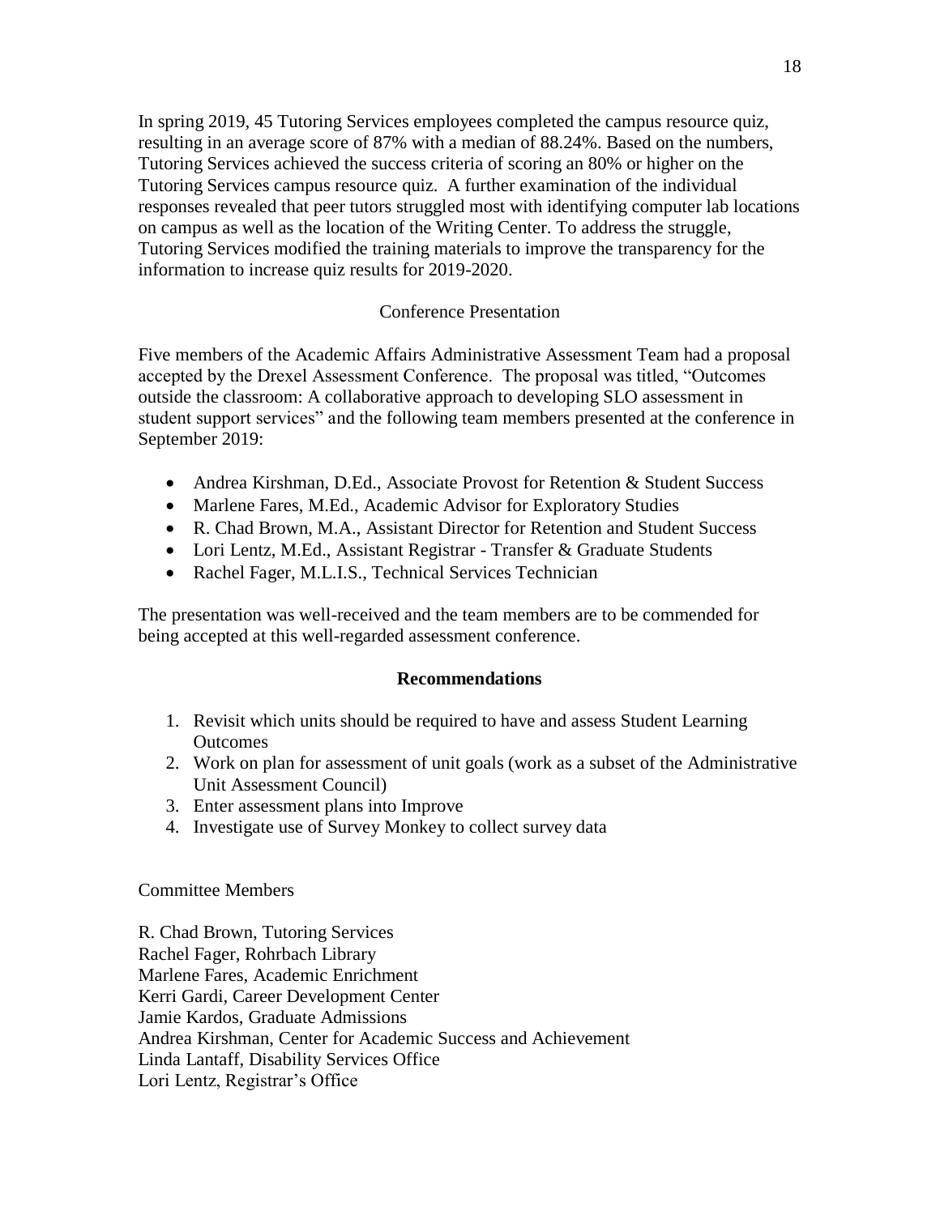In spring 2019, 45 Tutoring Services employees completed the campus resource quiz, resulting in an average score of 87% with a median of 88.24%. Based on the numbers, Tutoring Services achieved the success criteria of scoring an 80% or higher on the Tutoring Services campus resource quiz. A further examination of the individual responses revealed that peer tutors struggled most with identifying computer lab locations on campus as well as the location of the Writing Center. To address the struggle, Tutoring Services modified the training materials to improve the transparency for the information to increase quiz results for 2019-2020.

### Conference Presentation

Five members of the Academic Affairs Administrative Assessment Team had a proposal accepted by the Drexel Assessment Conference. The proposal was titled, "Outcomes outside the classroom: A collaborative approach to developing SLO assessment in student support services" and the following team members presented at the conference in September 2019:

- Andrea Kirshman, D.Ed., Associate Provost for Retention & Student Success
- Marlene Fares, M.Ed., Academic Advisor for Exploratory Studies
- R. Chad Brown, M.A., Assistant Director for Retention and Student Success
- Lori Lentz, M.Ed., Assistant Registrar - Transfer & Graduate Students
- Rachel Fager, M.L.I.S., Technical Services Technician

The presentation was well-received and the team members are to be commended for being accepted at this well-regarded assessment conference.

## **Recommendations**

1. Revisit which units should be required to have and assess Student Learning Outcomes
2. Work on plan for assessment of unit goals (work as a subset of the Administrative Unit Assessment Council)
3. Enter assessment plans into Improve
4. Investigate use of Survey Monkey to collect survey data

Committee Members

R. Chad Brown, Tutoring Services
Rachel Fager, Rohrbach Library
Marlene Fares, Academic Enrichment
Kerri Gardi, Career Development Center
Jamie Kardos, Graduate Admissions
Andrea Kirshman, Center for Academic Success and Achievement
Linda Lantaff, Disability Services Office
Lori Lentz, Registrar's Office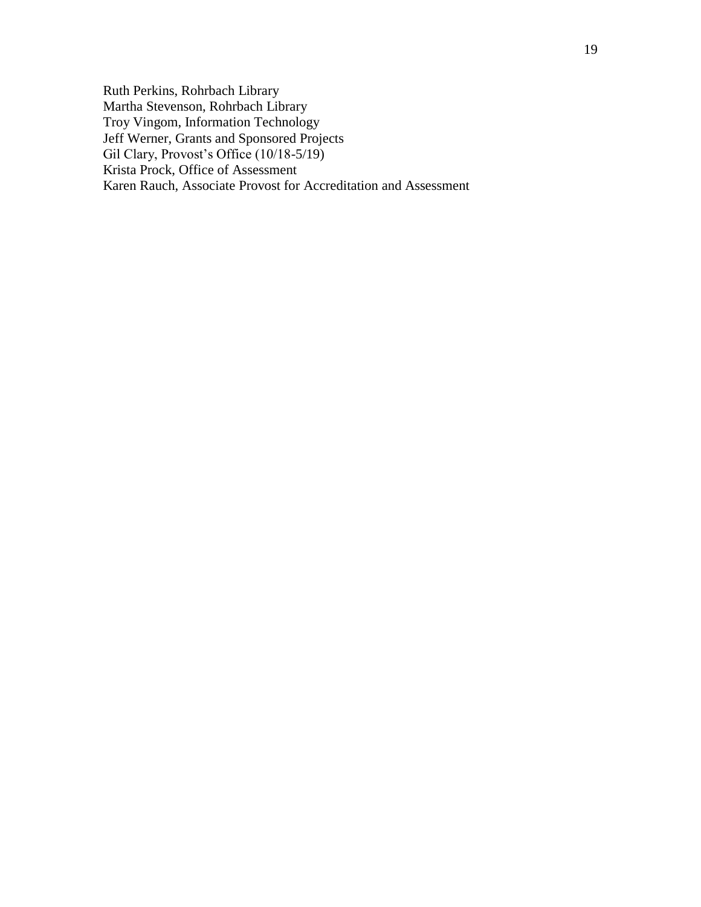Ruth Perkins, Rohrbach Library
Martha Stevenson, Rohrbach Library
Troy Vingom, Information Technology
Jeff Werner, Grants and Sponsored Projects
Gil Clary, Provost's Office (10/18-5/19)
Krista Prock, Office of Assessment
Karen Rauch, Associate Provost for Accreditation and Assessment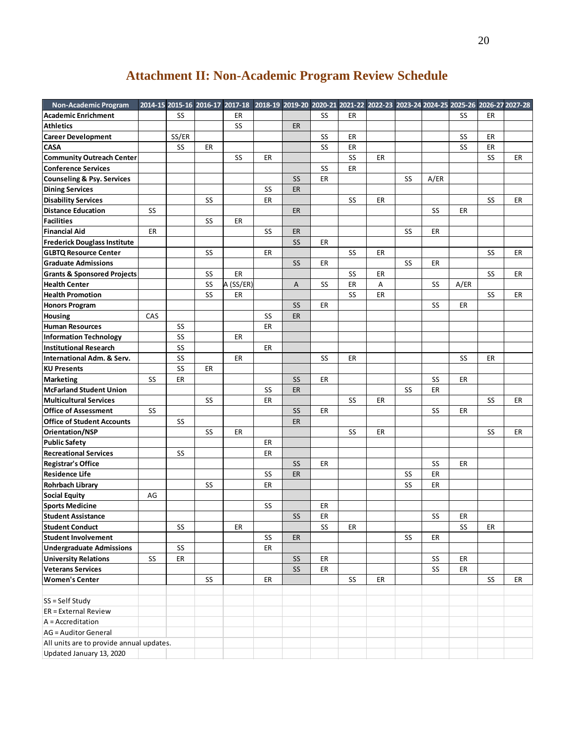# Attachment II: Non-Academic Program Review Schedule

| Non-Academic Program | 2014-15 | 2015-16 | 2016-17 | 2017-18 | 2018-19 | 2019-20 | 2020-21 | 2021-22 | 2022-23 | 2023-24 | 2024-25 | 2025-26 | 2026-27 | 2027-28 |
|---|---|---|---|---|---|---|---|---|---|---|---|---|---|---|
| **Academic Enrichment** | | SS | | ER | | | SS | ER | | | | SS | ER | |
| **Athletics** | | | | SS | | ER | | | | | | | | |
| **Career Development** | | SS/ER | | | | | SS | ER | | | | SS | ER | |
| **CASA** | | SS | ER | | | | SS | ER | | | | SS | ER | |
| **Community Outreach Center** | | | | SS | ER | | | SS | ER | | | | SS | ER |
| **Conference Services** | | | | | | | SS | ER | | | | | | |
| **Counseling & Psy. Services** | | | | | | SS | ER | | | SS | A/ER | | | |
| **Dining Services** | | | | | SS | ER | | | | | | | | |
| **Disability Services** | | | SS | | ER | | | SS | ER | | | | SS | ER |
| **Distance Education** | SS | | | | | ER | | | | | SS | ER | | |
| **Facilities** | | | SS | ER | | | | | | | | | | |
| **Financial Aid** | ER | | | | SS | ER | | | | SS | ER | | | |
| **Frederick Douglass Institute** | | | | | | SS | ER | | | | | | | |
| **GLBTQ Resource Center** | | | SS | | ER | | | SS | ER | | | | SS | ER |
| **Graduate Admissions** | | | | | | SS | ER | | | SS | ER | | | |
| **Grants & Sponsored Projects** | | | SS | ER | | | | SS | ER | | | | SS | ER |
| **Health Center** | | | SS | A (SS/ER) | | A | SS | ER | A | | SS | A/ER | | |
| **Health Promotion** | | | SS | ER | | | | SS | ER | | | | SS | ER |
| **Honors Program** | | | | | | SS | ER | | | | SS | ER | | |
| **Housing** | CAS | | | | SS | ER | | | | | | | | |
| **Human Resources** | | SS | | | ER | | | | | | | | | |
| **Information Technology** | | SS | | ER | | | | | | | | | | |
| **Institutional Research** | | SS | | | ER | | | | | | | | | |
| **International Adm. & Serv.** | | SS | | ER | | | SS | ER | | | | SS | ER | |
| **KU Presents** | | SS | ER | | | | | | | | | | | |
| **Marketing** | SS | ER | | | | SS | ER | | | | SS | ER | | |
| **McFarland Student Union** | | | | | SS | ER | | | | SS | ER | | | |
| **Multicultural Services** | | | SS | | ER | | | SS | ER | | | | SS | ER |
| **Office of Assessment** | SS | | | | | SS | ER | | | | SS | ER | | |
| **Office of Student Accounts** | | SS | | | | ER | | | | | | | | |
| **Orientation/NSP** | | | SS | ER | | | | SS | ER | | | | SS | ER |
| **Public Safety** | | | | | ER | | | | | | | | | |
| **Recreational Services** | | SS | | | ER | | | | | | | | | |
| **Registrar's Office** | | | | | | SS | ER | | | | SS | ER | | |
| **Residence Life** | | | | | SS | ER | | | | SS | ER | | | |
| **Rohrbach Library** | | | SS | | ER | | | | | SS | ER | | | |
| **Social Equity** | AG | | | | | | | | | | | | | |
| **Sports Medicine** | | | | | SS | | ER | | | | | | | |
| **Student Assistance** | | | | | | SS | ER | | | | SS | ER | | |
| **Student Conduct** | | SS | | ER | | | SS | ER | | | | SS | ER | |
| **Student Involvement** | | | | | SS | ER | | | | SS | ER | | | |
| **Undergraduate Admissions** | | SS | | | ER | | | | | | | | | |
| **University Relations** | SS | ER | | | | SS | ER | | | | SS | ER | | |
| **Veterans Services** | | | | | | SS | ER | | | | SS | ER | | |
| **Women's Center** | | | SS | | ER | | | SS | ER | | | | SS | ER |

SS = Self Study
ER = External Review
A = Accreditation
AG = Auditor General
All units are to provide annual updates.
Updated January 13, 2020